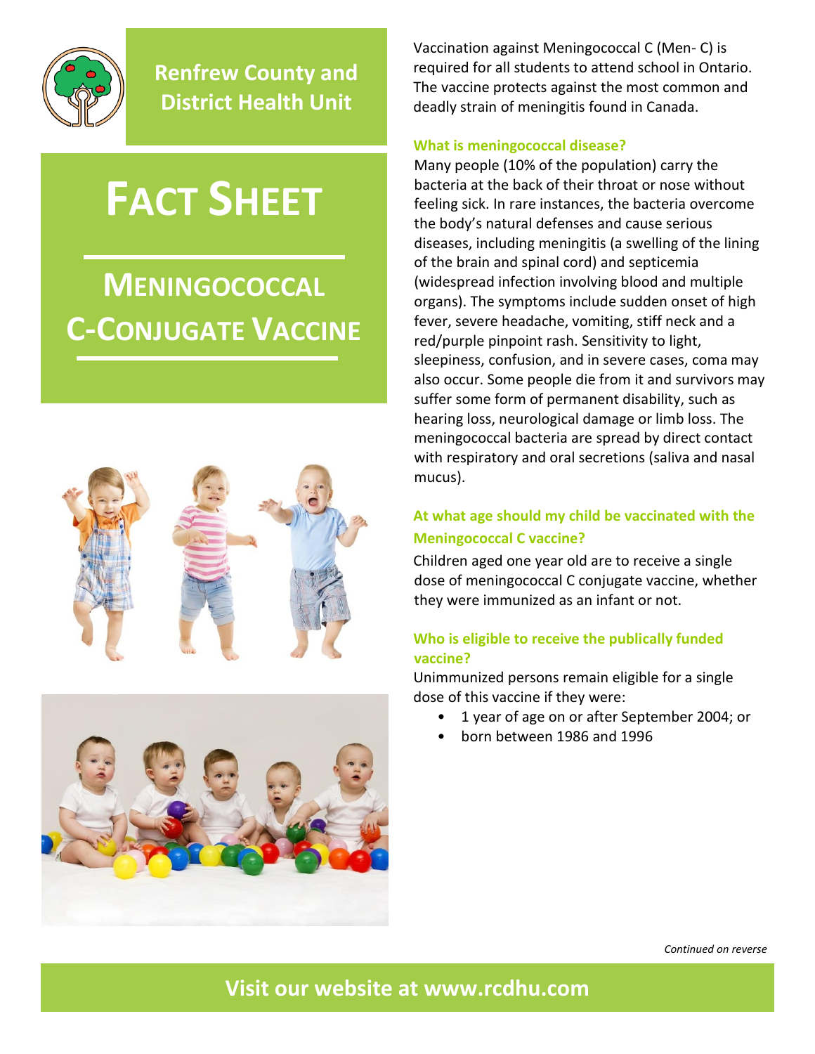**Renfrew County and District Health Unit**

# FACT SHEET

## MENINGOCOCCAL C-CONJUGATE VACCINE

Vaccination against Meningococcal C (Men- C) is required for all students to attend school in Ontario. The vaccine protects against the most common and deadly strain of meningitis found in Canada.

### What is meningococcal disease?

Many people (10% of the population) carry the bacteria at the back of their throat or nose without feeling sick. In rare instances, the bacteria overcome the body's natural defenses and cause serious diseases, including meningitis (a swelling of the lining of the brain and spinal cord) and septicemia (widespread infection involving blood and multiple organs). The symptoms include sudden onset of high fever, severe headache, vomiting, stiff neck and a red/purple pinpoint rash. Sensitivity to light, sleepiness, confusion, and in severe cases, coma may also occur. Some people die from it and survivors may suffer some form of permanent disability, such as hearing loss, neurological damage or limb loss. The meningococcal bacteria are spread by direct contact with respiratory and oral secretions (saliva and nasal mucus).

### At what age should my child be vaccinated with the Meningococcal C vaccine?

Children aged one year old are to receive a single dose of meningococcal C conjugate vaccine, whether they were immunized as an infant or not.

### Who is eligible to receive the publically funded vaccine?

Unimmunized persons remain eligible for a single dose of this vaccine if they were:

- 1 year of age on or after September 2004; or
- born between 1986 and 1996

*Continued on reverse*

**Visit our website at www.rcdhu.com**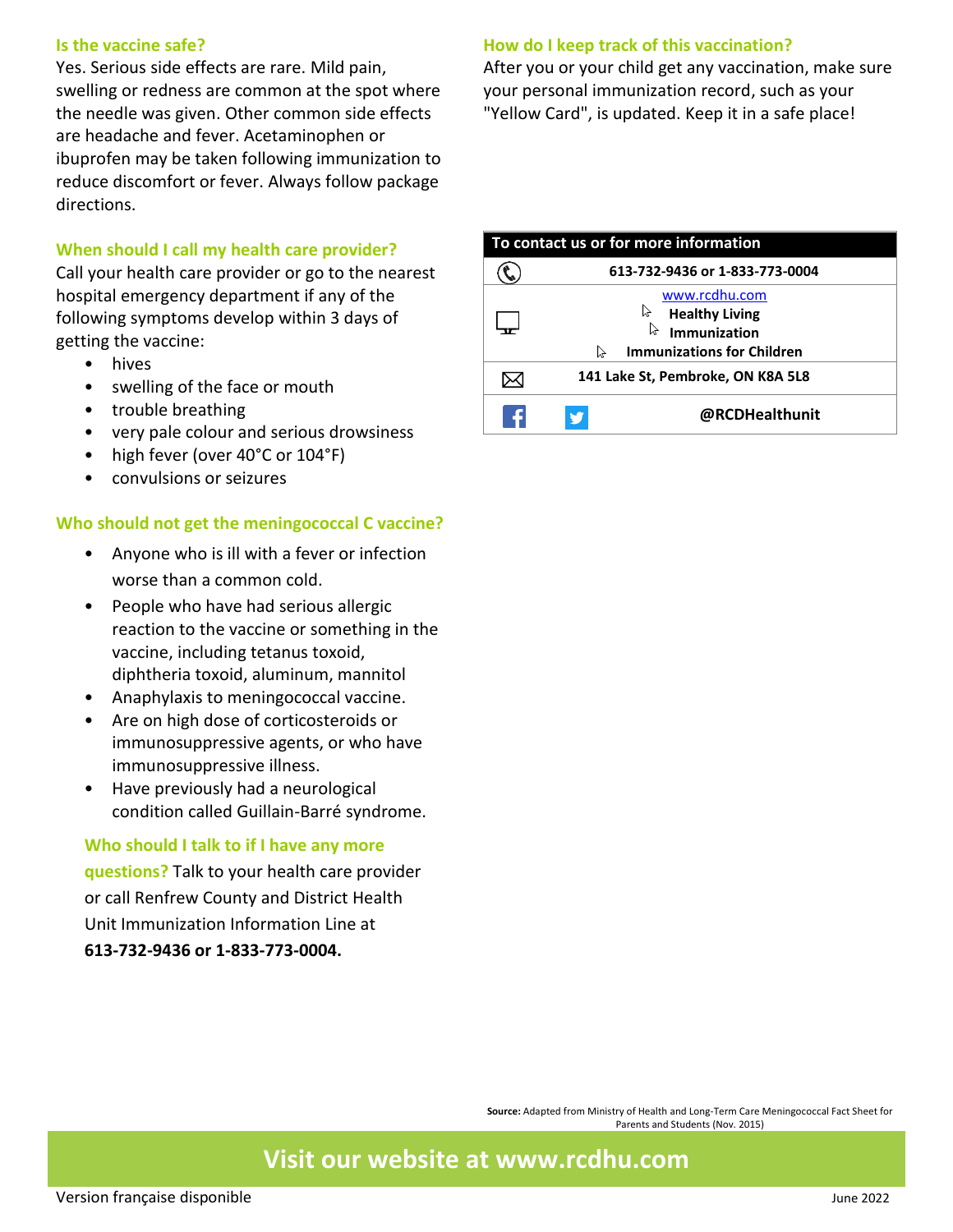### Is the vaccine safe?

Yes. Serious side effects are rare. Mild pain, swelling or redness are common at the spot where the needle was given. Other common side effects are headache and fever. Acetaminophen or ibuprofen may be taken following immunization to reduce discomfort or fever. Always follow package directions.

### When should I call my health care provider?

Call your health care provider or go to the nearest hospital emergency department if any of the following symptoms develop within 3 days of getting the vaccine:

- hives
- swelling of the face or mouth
- trouble breathing
- very pale colour and serious drowsiness
- high fever (over 40°C or 104°F)
- convulsions or seizures

### Who should not get the meningococcal C vaccine?

- Anyone who is ill with a fever or infection worse than a common cold.
- People who have had serious allergic reaction to the vaccine or something in the vaccine, including tetanus toxoid, diphtheria toxoid, aluminum, mannitol
- Anaphylaxis to meningococcal vaccine.
- Are on high dose of corticosteroids or immunosuppressive agents, or who have immunosuppressive illness.
- Have previously had a neurological condition called Guillain-Barré syndrome.

**Who should I talk to if I have any more questions?** Talk to your health care provider or call Renfrew County and District Health Unit Immunization Information Line at **613-732-9436 or 1-833-773-0004.**

### How do I keep track of this vaccination?

After you or your child get any vaccination, make sure your personal immunization record, such as your "Yellow Card", is updated. Keep it in a safe place!

| To contact us or for more information | |
|---|---|
| Phone | **613-732-9436 or 1-833-773-0004** |
| Website | www.rcdhu.com<br>**Healthy Living**<br>**Immunization**<br>**Immunizations for Children** |
| Mail | **141 Lake St, Pembroke, ON K8A 5L8** |
| Facebook / Twitter | **@RCDHealthunit** |

**Source:** Adapted from Ministry of Health and Long-Term Care Meningococcal Fact Sheet for Parents and Students (Nov. 2015)

**Visit our website at www.rcdhu.com**

Version française disponible

June 2022